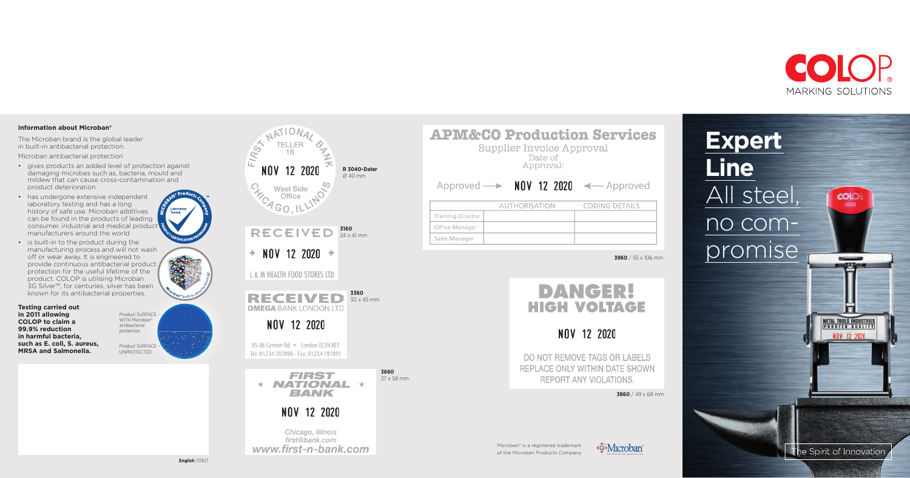COLOP® MARKING SOLUTIONS

### Information about Microban®

The Microban brand is the global leader in built-in antibacterial protection.

Microban antibacterial protection

- gives products an added level of protection against damaging microbes such as, bacteria, mould and mildew that can cause cross-contamination and product deterioration
- has undergone extensive independent laboratory testing and has a long history of safe use. Microban additives can be found in the products of leading consumer, industrial and medical product manufacturers around the world
- is built-in to the product during the manufacturing process and will not wash off or wear away. It is engineered to provide continuous antibacterial product protection for the useful lifetime of the product. COLOP is utilising Microban 3G Silver™, for centuries, silver has been known for its antibacterial properties.

**Testing carried out in 2011 allowing COLOP to claim a 99.9% reduction in harmful bacteria, such as E. coli, S. aureus, MRSA and Salmonella.**

Product SURFACE - WITH Microban® antibacterial protection

Product SURFACE - UNPROTECTED

Microban® Product Company – Laboratory Tested – Product Certification Program

Microban® built-in silver technology

**R 3040-Dater** Ø 40 mm

FIRST NATIONAL BANK – TELLER 18 – NOV 12 2020 – West Side Office – CHICAGO, ILLINOIS

**3160** 24 x 41 mm

RECEIVED ✦ NOV 12 2020 ✦ L & M HEALTH FOOD STORES LTD

**3360** 30 x 45 mm

RECEIVED – OMEGA BANK LONDON LTD – NOV 12 2020 – 85-86 Cannon Rd • London EC3N 8EP – Tel: 01234 787890 - Fax: 01234 787891

**3660** 37 x 58 mm

★ FIRST NATIONAL BANK ★ – NOV 12 2020 – Chicago, Illinois – first@bank.com – www.first-n-bank.com

**APM&CO Production Services**

Supplier Invoice Approval

Date of Approval:

Approved → NOV 12 2020 ← Approved

| | AUTHORISATION | CODING DETAILS |
|---|---|---|
| Training Director | | |
| Office Manager | | |
| Sales Manager | | |

**3960** / 55 x 106 mm

DANGER! HIGH VOLTAGE

NOV 12 2020

DO NOT REMOVE TAGS OR LABELS REPLACE ONLY WITHIN DATE SHOWN REPORT ANY VIOLATIONS.

**3860** / 49 x 68 mm

Microban® is a registered trademark of the Microban Products Company.

Microban® antibacterial protection

# Expert Line

## All steel, no compromise

METAL TOOLS INDUSTRIES – PROOFED QUALITY – NOV 12 2020

The Spirit of Innovation

**English** 131927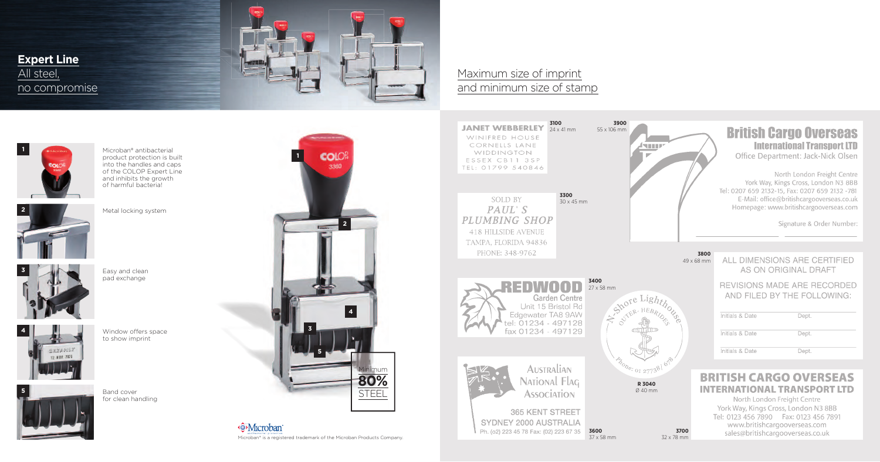# Expert Line

All steel, no compromise

1 — Microban® antibacterial product protection is built into the handles and caps of the COLOP Expert Line and inhibits the growth of harmful bacteria!

2 — Metal locking system

3 — Easy and clean pad exchange

4 — Window offers space to show imprint

5 — Band cover for clean handling

Minimum **80%** STEEL

Microban® is a registered trademark of the Microban Products Company.

## Maximum size of imprint and minimum size of stamp

**3100** 24 x 41 mm

JANET WEBBERLEY
WINIFRED HOUSE
CORNELLS LANE
WIDDINGTON
ESSEX CB11 3SP
TEL: 01799 540846

**3300** 30 x 45 mm

SOLD BY
*PAUL' S*
*PLUMBING SHOP*
418 HILLSIDE AVENUE
TAMPA, FLORIDA 94836
PHONE: 348-9762

**3400** 27 x 58 mm

REDWOOD
Garden Centre
Unit 15 Bristol Rd
Edgewater TA8 9AW
tel: 01234 - 497128
fax 01234 - 497129

**3600** 37 x 58 mm

Australian
National Flag
Association
365 KENT STREET
SYDNEY 2000 AUSTRALIA
Ph. (o2) 223 45 78 Fax: (02) 223 67 35

**R 3040** Ø 40 mm

N-Shore Lighthouse
OUTER HEBRIDES
Phone: 01 27738/678

**3900** 55 x 106 mm

British Cargo Overseas
International Transport LTD
Office Department: Jack-Nick Olsen
North London Freight Centre
York Way, Kings Cross, London N3 8BB
Tel: 0207 659 2132-15, Fax: 0207 659 2132 -781
E-Mail: office@britishcargooverseas.co.uk
Homepage: www.britishcargooverseas.com
Signature & Order Number:

**3800** 49 x 68 mm

ALL DIMENSIONS ARE CERTIFIED AS ON ORIGINAL DRAFT
REVISIONS MADE ARE RECORDED AND FILED BY THE FOLLOWING:

Initials & Date Dept.
Initials & Date Dept.
Initials & Date Dept.

**3700** 32 x 78 mm

BRITISH CARGO OVERSEAS
INTERNATIONAL TRANSPORT LTD
North London Freight Centre
York Way, Kings Cross, London N3 8BB
Tel: 0123 456 7890 Fax: 0123 456 7891
www.britishcargooverseas.com
sales@britishcargooverseas.co.uk